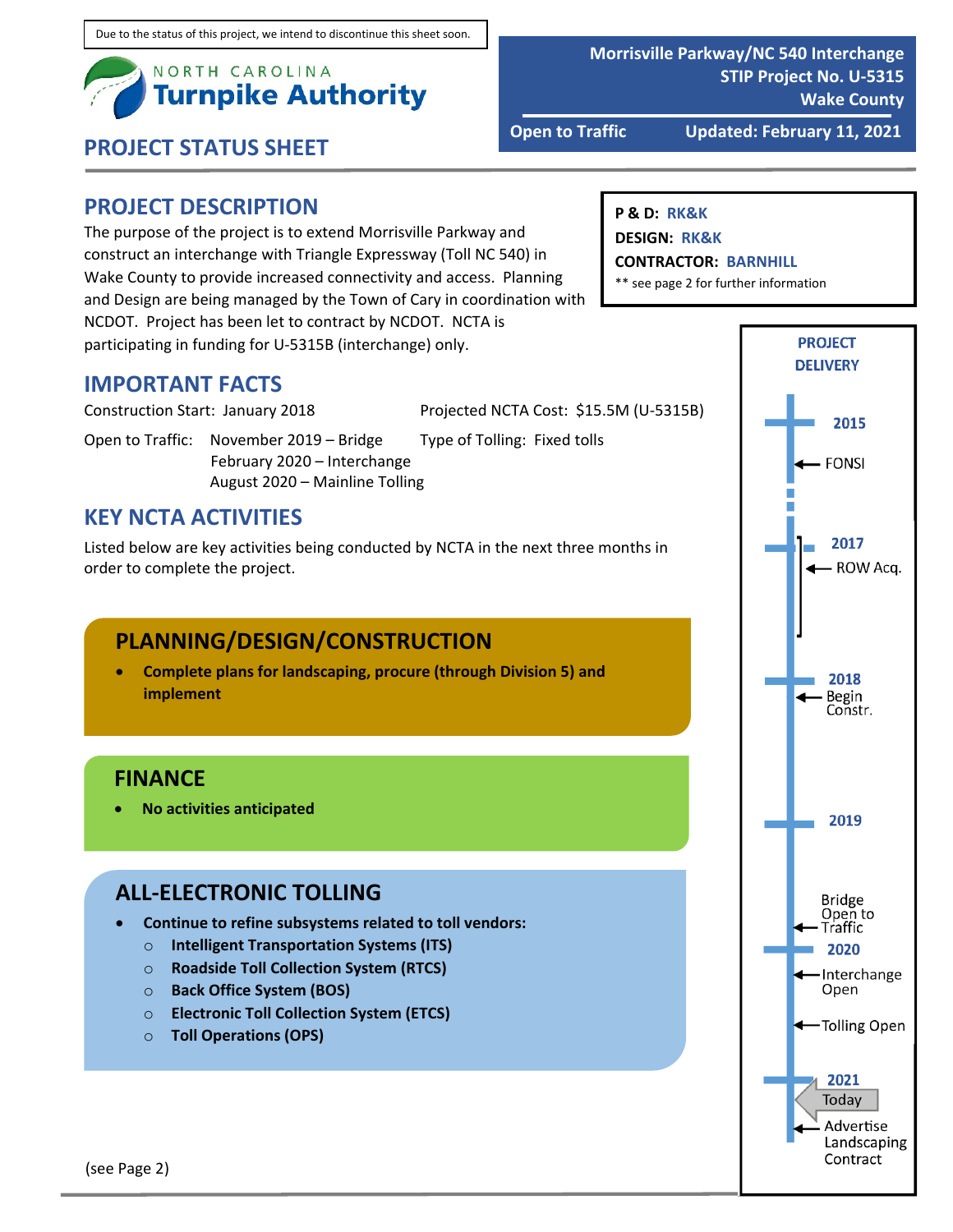Due to the status of this project, we intend to discontinue this sheet soon.

NORTH CAROLINA
**Turnpike Authority**

**Morrisville Parkway/NC 540 Interchange**
**STIP Project No. U-5315**
**Wake County**

**Open to Traffic** **Updated: February 11, 2021**

## PROJECT STATUS SHEET

## PROJECT DESCRIPTION

The purpose of the project is to extend Morrisville Parkway and construct an interchange with Triangle Expressway (Toll NC 540) in Wake County to provide increased connectivity and access. Planning and Design are being managed by the Town of Cary in coordination with NCDOT. Project has been let to contract by NCDOT. NCTA is participating in funding for U-5315B (interchange) only.

**P & D:** RK&K
**DESIGN:** RK&K
**CONTRACTOR:** BARNHILL
** see page 2 for further information

## IMPORTANT FACTS

Construction Start: January 2018

Open to Traffic: November 2019 – Bridge
February 2020 – Interchange
August 2020 – Mainline Tolling

Projected NCTA Cost: $15.5M (U-5315B)

Type of Tolling: Fixed tolls

## KEY NCTA ACTIVITIES

Listed below are key activities being conducted by NCTA in the next three months in order to complete the project.

### PLANNING/DESIGN/CONSTRUCTION

- **Complete plans for landscaping, procure (through Division 5) and implement**

### FINANCE

- **No activities anticipated**

### ALL-ELECTRONIC TOLLING

- **Continue to refine subsystems related to toll vendors:**
  - **Intelligent Transportation Systems (ITS)**
  - **Roadside Toll Collection System (RTCS)**
  - **Back Office System (BOS)**
  - **Electronic Toll Collection System (ETCS)**
  - **Toll Operations (OPS)**

### PROJECT DELIVERY

- 2015
  - FONSI
- 2017
  - ROW Acq.
- 2018
  - Begin Constr.
- 2019
  - Bridge Open to Traffic
- 2020
  - Interchange Open
  - Tolling Open
- 2021
  - Today
  - Advertise Landscaping Contract

(see Page 2)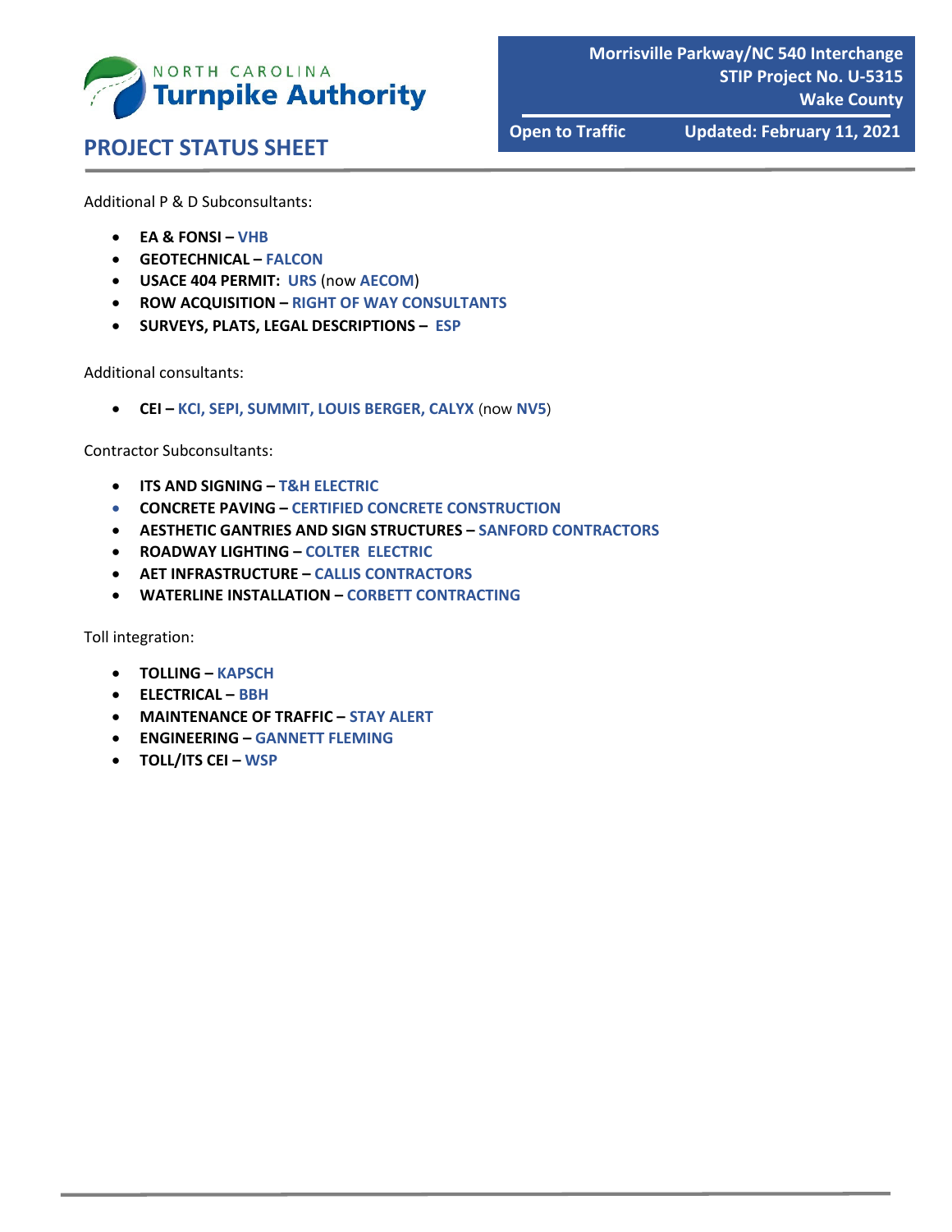Additional P & D Subconsultants:

- **EA & FONSI – VHB**
- **GEOTECHNICAL – FALCON**
- **USACE 404 PERMIT: URS** (now **AECOM**)
- **ROW ACQUISITION – RIGHT OF WAY CONSULTANTS**
- **SURVEYS, PLATS, LEGAL DESCRIPTIONS – ESP**

Additional consultants:

- **CEI – KCI, SEPI, SUMMIT, LOUIS BERGER, CALYX** (now **NV5**)

Contractor Subconsultants:

- **ITS AND SIGNING – T&H ELECTRIC**
- **CONCRETE PAVING – CERTIFIED CONCRETE CONSTRUCTION**
- **AESTHETIC GANTRIES AND SIGN STRUCTURES – SANFORD CONTRACTORS**
- **ROADWAY LIGHTING – COLTER ELECTRIC**
- **AET INFRASTRUCTURE – CALLIS CONTRACTORS**
- **WATERLINE INSTALLATION – CORBETT CONTRACTING**

Toll integration:

- **TOLLING – KAPSCH**
- **ELECTRICAL – BBH**
- **MAINTENANCE OF TRAFFIC – STAY ALERT**
- **ENGINEERING – GANNETT FLEMING**
- **TOLL/ITS CEI – WSP**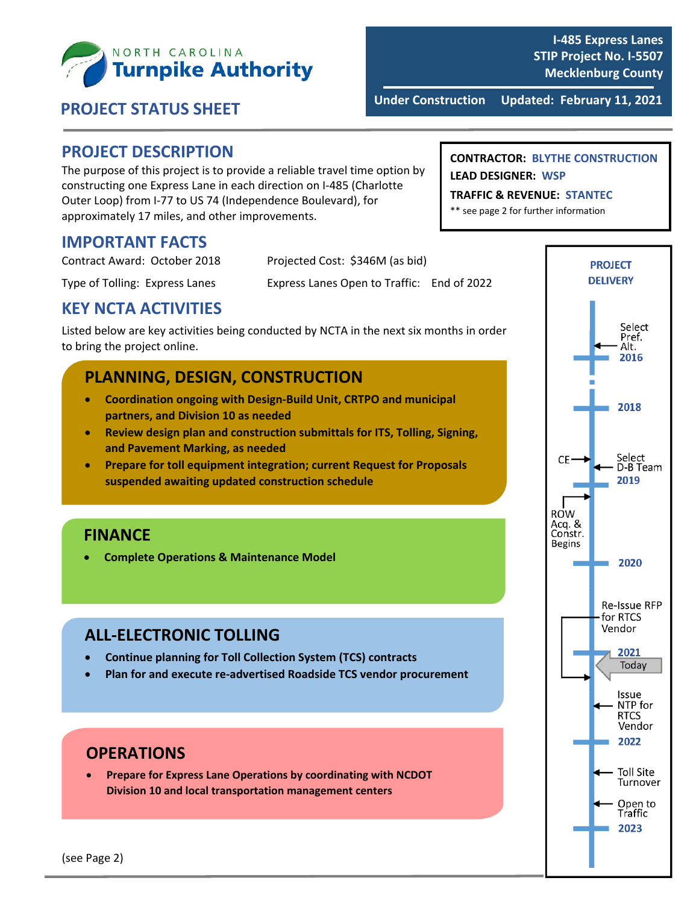**NORTH CAROLINA Turnpike Authority**

## PROJECT STATUS SHEET

**I-485 Express Lanes**
**STIP Project No. I-5507**
**Mecklenburg County**

**Under Construction** **Updated: February 11, 2021**

## PROJECT DESCRIPTION

The purpose of this project is to provide a reliable travel time option by constructing one Express Lane in each direction on I-485 (Charlotte Outer Loop) from I-77 to US 74 (Independence Boulevard), for approximately 17 miles, and other improvements.

**CONTRACTOR:** BLYTHE CONSTRUCTION
**LEAD DESIGNER:** WSP
**TRAFFIC & REVENUE:** STANTEC
** see page 2 for further information

## IMPORTANT FACTS

Contract Award: October 2018

Projected Cost: $346M (as bid)

Type of Tolling: Express Lanes

Express Lanes Open to Traffic: End of 2022

## KEY NCTA ACTIVITIES

Listed below are key activities being conducted by NCTA in the next six months in order to bring the project online.

### PLANNING, DESIGN, CONSTRUCTION

- **Coordination ongoing with Design-Build Unit, CRTPO and municipal partners, and Division 10 as needed**
- **Review design plan and construction submittals for ITS, Tolling, Signing, and Pavement Marking, as needed**
- **Prepare for toll equipment integration; current Request for Proposals suspended awaiting updated construction schedule**

### FINANCE

- **Complete Operations & Maintenance Model**

### ALL-ELECTRONIC TOLLING

- **Continue planning for Toll Collection System (TCS) contracts**
- **Plan for and execute re-advertised Roadside TCS vendor procurement**

### OPERATIONS

- **Prepare for Express Lane Operations by coordinating with NCDOT Division 10 and local transportation management centers**

### PROJECT DELIVERY

- Select Pref. Alt. — 2016
- 2018
- CE; Select D-B Team — 2019
- ROW Acq. & Constr. Begins
- 2020
- Re-Issue RFP for RTCS Vendor
- 2021 — Today
- Issue NTP for RTCS Vendor
- 2022
- Toll Site Turnover
- Open to Traffic
- 2023

(see Page 2)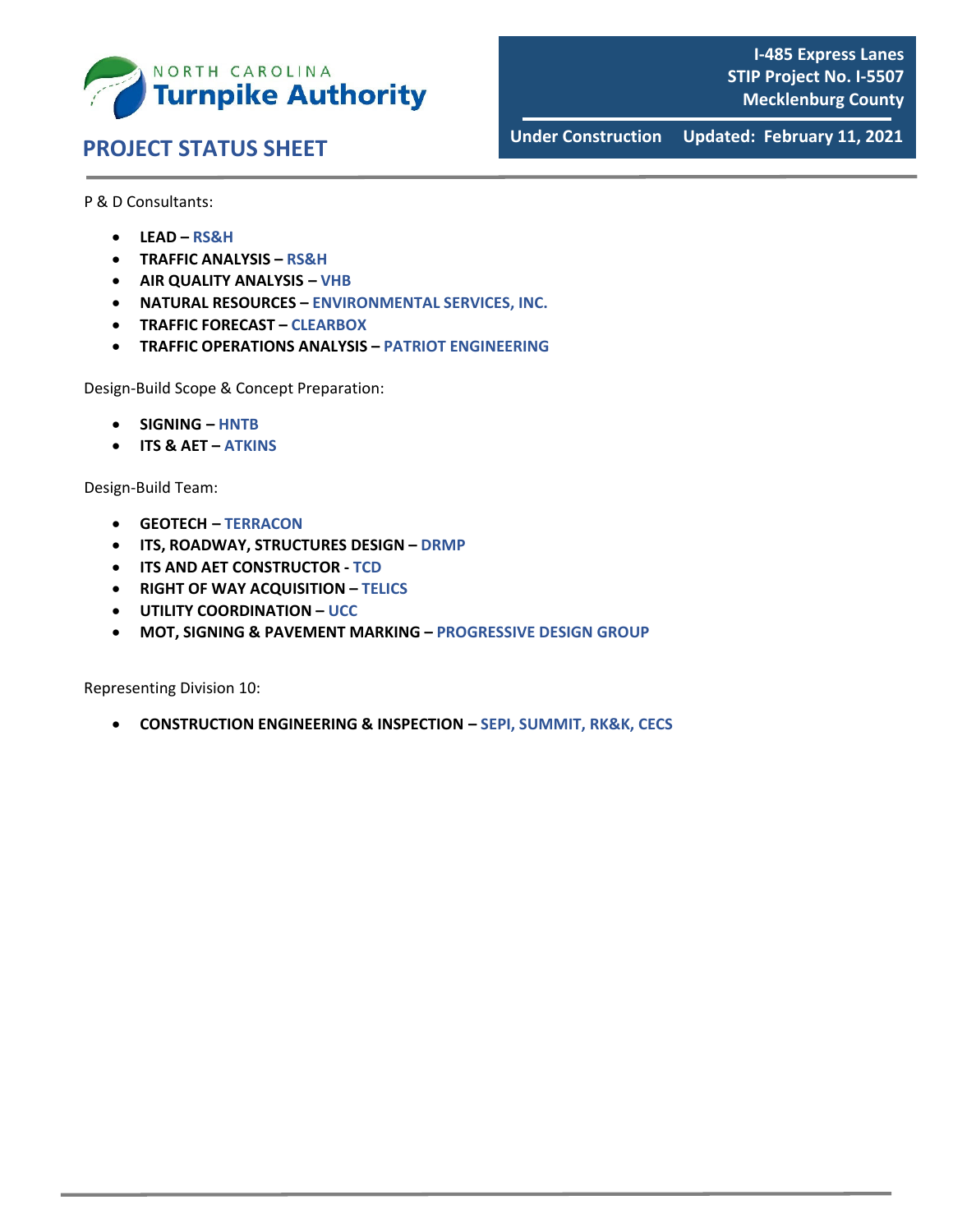P & D Consultants:

- **LEAD – RS&H**
- **TRAFFIC ANALYSIS – RS&H**
- **AIR QUALITY ANALYSIS – VHB**
- **NATURAL RESOURCES – ENVIRONMENTAL SERVICES, INC.**
- **TRAFFIC FORECAST – CLEARBOX**
- **TRAFFIC OPERATIONS ANALYSIS – PATRIOT ENGINEERING**

Design-Build Scope & Concept Preparation:

- **SIGNING – HNTB**
- **ITS & AET – ATKINS**

Design-Build Team:

- **GEOTECH – TERRACON**
- **ITS, ROADWAY, STRUCTURES DESIGN – DRMP**
- **ITS AND AET CONSTRUCTOR - TCD**
- **RIGHT OF WAY ACQUISITION – TELICS**
- **UTILITY COORDINATION – UCC**
- **MOT, SIGNING & PAVEMENT MARKING – PROGRESSIVE DESIGN GROUP**

Representing Division 10:

- **CONSTRUCTION ENGINEERING & INSPECTION – SEPI, SUMMIT, RK&K, CECS**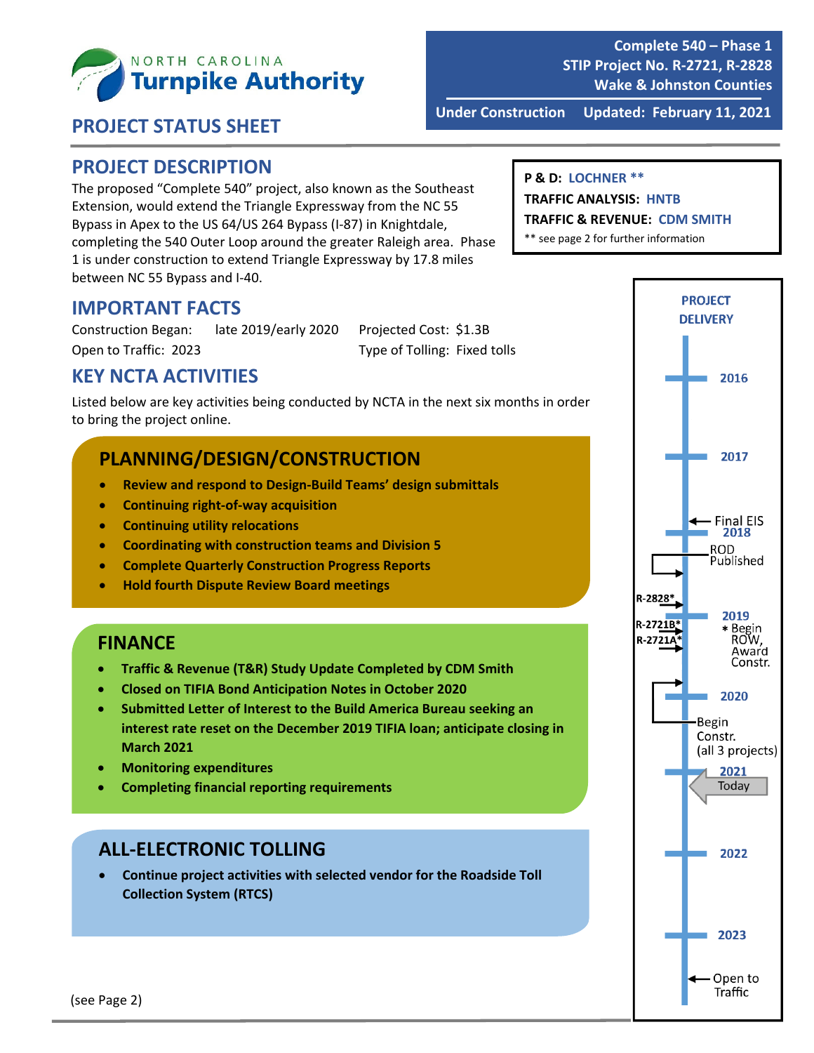NORTH CAROLINA **Turnpike Authority**

## PROJECT STATUS SHEET

**Complete 540 – Phase 1**
**STIP Project No. R-2721, R-2828**
**Wake & Johnston Counties**

**Under Construction** **Updated: February 11, 2021**

## PROJECT DESCRIPTION

The proposed "Complete 540" project, also known as the Southeast Extension, would extend the Triangle Expressway from the NC 55 Bypass in Apex to the US 64/US 264 Bypass (I-87) in Knightdale, completing the 540 Outer Loop around the greater Raleigh area. Phase 1 is under construction to extend Triangle Expressway by 17.8 miles between NC 55 Bypass and I-40.

**P & D:** LOCHNER **
**TRAFFIC ANALYSIS:** HNTB
**TRAFFIC & REVENUE:** CDM SMITH
** see page 2 for further information

## IMPORTANT FACTS

Construction Began: late 2019/early 2020
Open to Traffic: 2023
Projected Cost: $1.3B
Type of Tolling: Fixed tolls

## KEY NCTA ACTIVITIES

Listed below are key activities being conducted by NCTA in the next six months in order to bring the project online.

### PLANNING/DESIGN/CONSTRUCTION

- **Review and respond to Design-Build Teams' design submittals**
- **Continuing right-of-way acquisition**
- **Continuing utility relocations**
- **Coordinating with construction teams and Division 5**
- **Complete Quarterly Construction Progress Reports**
- **Hold fourth Dispute Review Board meetings**

### FINANCE

- **Traffic & Revenue (T&R) Study Update Completed by CDM Smith**
- **Closed on TIFIA Bond Anticipation Notes in October 2020**
- **Submitted Letter of Interest to the Build America Bureau seeking an interest rate reset on the December 2019 TIFIA loan; anticipate closing in March 2021**
- **Monitoring expenditures**
- **Completing financial reporting requirements**

### ALL-ELECTRONIC TOLLING

- **Continue project activities with selected vendor for the Roadside Toll Collection System (RTCS)**

### PROJECT DELIVERY

- 2016
- 2017
- Final EIS
- 2018
- ROD Published
- R-2828*, R-2721B*, R-2721A*
- 2019 — * Begin ROW, Award Constr.
- 2020
- Begin Constr. (all 3 projects)
- 2021 — Today
- 2022
- 2023
- Open to Traffic

(see Page 2)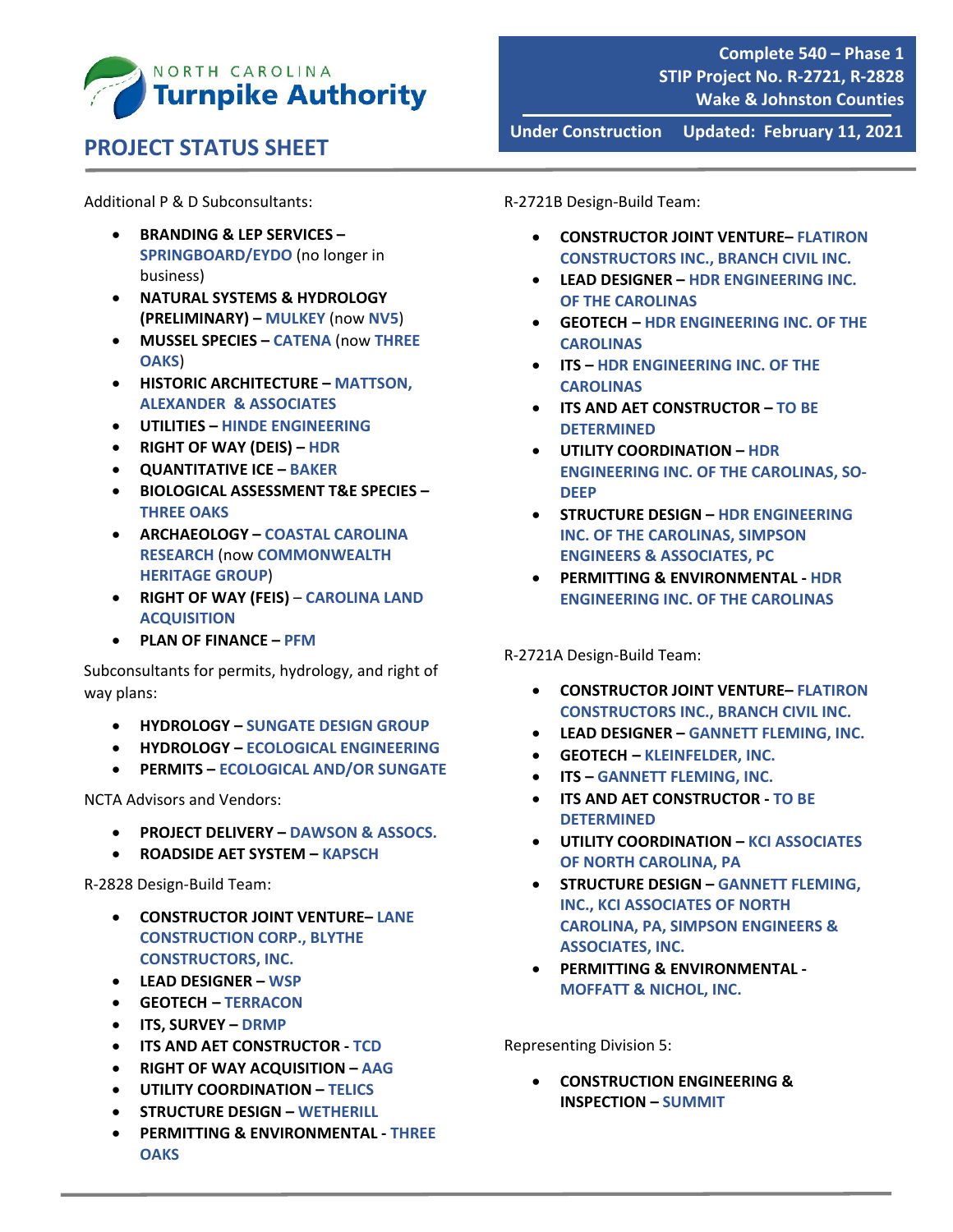# PROJECT STATUS SHEET

**Complete 540 – Phase 1**
**STIP Project No. R-2721, R-2828**
**Wake & Johnston Counties**

**Under Construction** **Updated: February 11, 2021**

Additional P & D Subconsultants:

- **BRANDING & LEP SERVICES – SPRINGBOARD/EYDO** (no longer in business)
- **NATURAL SYSTEMS & HYDROLOGY (PRELIMINARY) – MULKEY** (now **NV5**)
- **MUSSEL SPECIES – CATENA** (now **THREE OAKS**)
- **HISTORIC ARCHITECTURE – MATTSON, ALEXANDER & ASSOCIATES**
- **UTILITIES – HINDE ENGINEERING**
- **RIGHT OF WAY (DEIS) – HDR**
- **QUANTITATIVE ICE – BAKER**
- **BIOLOGICAL ASSESSMENT T&E SPECIES – THREE OAKS**
- **ARCHAEOLOGY – COASTAL CAROLINA RESEARCH** (now **COMMONWEALTH HERITAGE GROUP**)
- **RIGHT OF WAY (FEIS)** – **CAROLINA LAND ACQUISITION**
- **PLAN OF FINANCE – PFM**

Subconsultants for permits, hydrology, and right of way plans:

- **HYDROLOGY – SUNGATE DESIGN GROUP**
- **HYDROLOGY – ECOLOGICAL ENGINEERING**
- **PERMITS – ECOLOGICAL AND/OR SUNGATE**

NCTA Advisors and Vendors:

- **PROJECT DELIVERY – DAWSON & ASSOCS.**
- **ROADSIDE AET SYSTEM – KAPSCH**

R-2828 Design-Build Team:

- **CONSTRUCTOR JOINT VENTURE– LANE CONSTRUCTION CORP., BLYTHE CONSTRUCTORS, INC.**
- **LEAD DESIGNER – WSP**
- **GEOTECH – TERRACON**
- **ITS, SURVEY – DRMP**
- **ITS AND AET CONSTRUCTOR - TCD**
- **RIGHT OF WAY ACQUISITION – AAG**
- **UTILITY COORDINATION – TELICS**
- **STRUCTURE DESIGN – WETHERILL**
- **PERMITTING & ENVIRONMENTAL - THREE OAKS**

R-2721B Design-Build Team:

- **CONSTRUCTOR JOINT VENTURE– FLATIRON CONSTRUCTORS INC., BRANCH CIVIL INC.**
- **LEAD DESIGNER – HDR ENGINEERING INC. OF THE CAROLINAS**
- **GEOTECH – HDR ENGINEERING INC. OF THE CAROLINAS**
- **ITS – HDR ENGINEERING INC. OF THE CAROLINAS**
- **ITS AND AET CONSTRUCTOR – TO BE DETERMINED**
- **UTILITY COORDINATION – HDR ENGINEERING INC. OF THE CAROLINAS, SO-DEEP**
- **STRUCTURE DESIGN – HDR ENGINEERING INC. OF THE CAROLINAS, SIMPSON ENGINEERS & ASSOCIATES, PC**
- **PERMITTING & ENVIRONMENTAL - HDR ENGINEERING INC. OF THE CAROLINAS**

R-2721A Design-Build Team:

- **CONSTRUCTOR JOINT VENTURE– FLATIRON CONSTRUCTORS INC., BRANCH CIVIL INC.**
- **LEAD DESIGNER – GANNETT FLEMING, INC.**
- **GEOTECH – KLEINFELDER, INC.**
- **ITS – GANNETT FLEMING, INC.**
- **ITS AND AET CONSTRUCTOR - TO BE DETERMINED**
- **UTILITY COORDINATION – KCI ASSOCIATES OF NORTH CAROLINA, PA**
- **STRUCTURE DESIGN – GANNETT FLEMING, INC., KCI ASSOCIATES OF NORTH CAROLINA, PA, SIMPSON ENGINEERS & ASSOCIATES, INC.**
- **PERMITTING & ENVIRONMENTAL - MOFFATT & NICHOL, INC.**

Representing Division 5:

- **CONSTRUCTION ENGINEERING & INSPECTION – SUMMIT**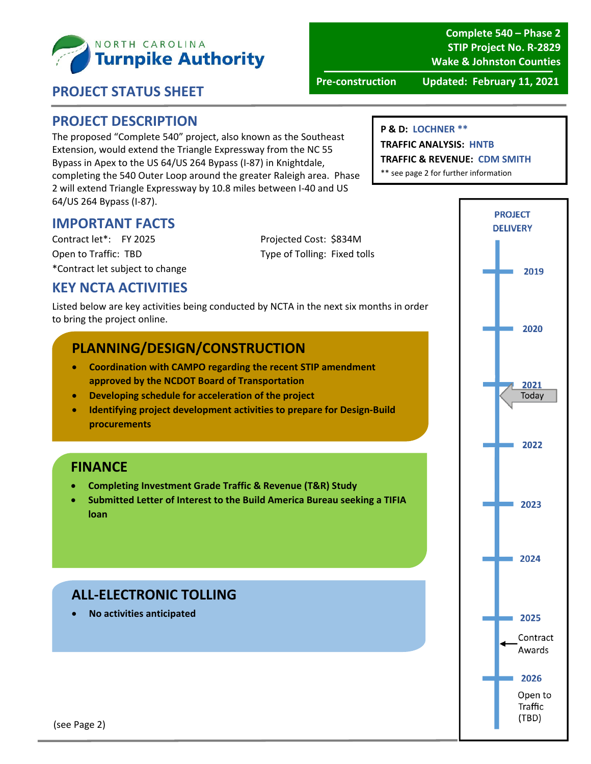North Carolina Turnpike Authority

**Complete 540 – Phase 2**
**STIP Project No. R-2829**
**Wake & Johnston Counties**

**Pre-construction** | **Updated: February 11, 2021**

## PROJECT STATUS SHEET

## PROJECT DESCRIPTION

The proposed "Complete 540" project, also known as the Southeast Extension, would extend the Triangle Expressway from the NC 55 Bypass in Apex to the US 64/US 264 Bypass (I-87) in Knightdale, completing the 540 Outer Loop around the greater Raleigh area. Phase 2 will extend Triangle Expressway by 10.8 miles between I-40 and US 64/US 264 Bypass (I-87).

**P & D:** LOCHNER **
**TRAFFIC ANALYSIS:** HNTB
**TRAFFIC & REVENUE:** CDM SMITH
** see page 2 for further information

## IMPORTANT FACTS

Contract let*: FY 2025
Open to Traffic: TBD
*Contract let subject to change

Projected Cost: $834M
Type of Tolling: Fixed tolls

## KEY NCTA ACTIVITIES

Listed below are key activities being conducted by NCTA in the next six months in order to bring the project online.

### PLANNING/DESIGN/CONSTRUCTION

- **Coordination with CAMPO regarding the recent STIP amendment approved by the NCDOT Board of Transportation**
- **Developing schedule for acceleration of the project**
- **Identifying project development activities to prepare for Design-Build procurements**

### FINANCE

- **Completing Investment Grade Traffic & Revenue (T&R) Study**
- **Submitted Letter of Interest to the Build America Bureau seeking a TIFIA loan**

### ALL-ELECTRONIC TOLLING

- **No activities anticipated**

### PROJECT DELIVERY

- 2019
- 2020
- 2021 — Today
- 2022
- 2023
- 2024
- 2025 — Contract Awards
- 2026 — Open to Traffic (TBD)

(see Page 2)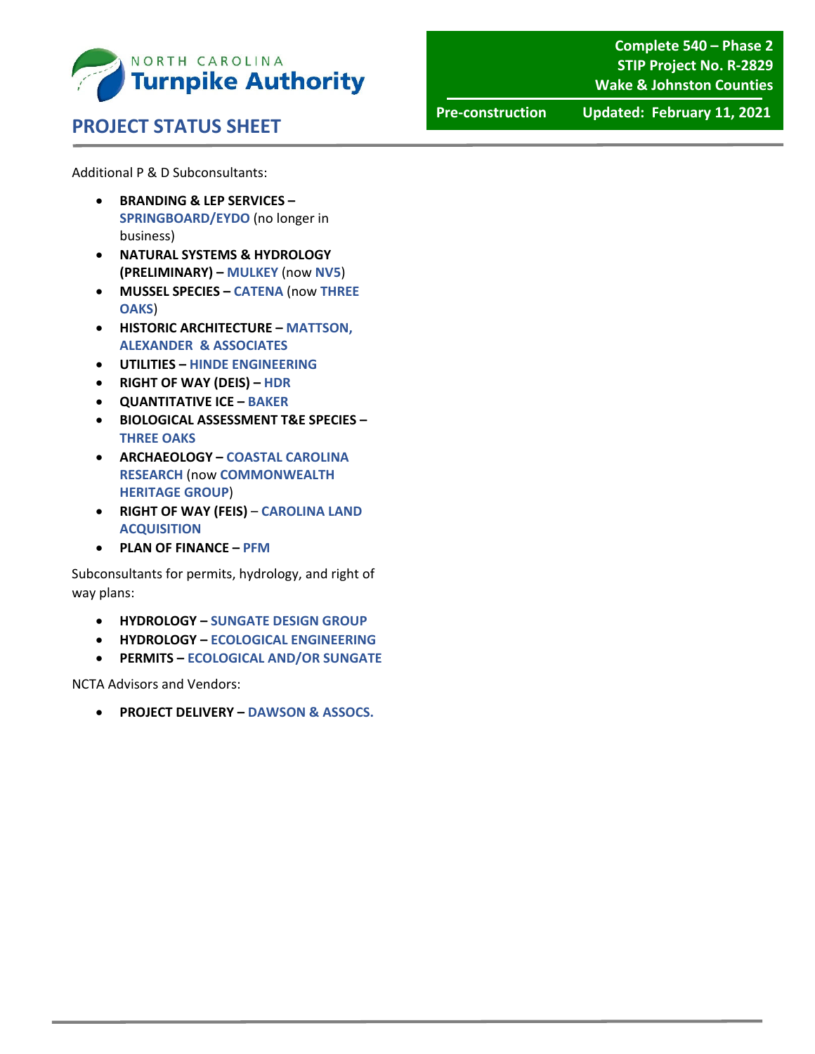Additional P & D Subconsultants:

- **BRANDING & LEP SERVICES – SPRINGBOARD/EYDO** (no longer in business)
- **NATURAL SYSTEMS & HYDROLOGY (PRELIMINARY) – MULKEY** (now **NV5**)
- **MUSSEL SPECIES – CATENA** (now **THREE OAKS**)
- **HISTORIC ARCHITECTURE – MATTSON, ALEXANDER & ASSOCIATES**
- **UTILITIES – HINDE ENGINEERING**
- **RIGHT OF WAY (DEIS) – HDR**
- **QUANTITATIVE ICE – BAKER**
- **BIOLOGICAL ASSESSMENT T&E SPECIES – THREE OAKS**
- **ARCHAEOLOGY – COASTAL CAROLINA RESEARCH** (now **COMMONWEALTH HERITAGE GROUP**)
- **RIGHT OF WAY (FEIS)** – **CAROLINA LAND ACQUISITION**
- **PLAN OF FINANCE – PFM**

Subconsultants for permits, hydrology, and right of way plans:

- **HYDROLOGY – SUNGATE DESIGN GROUP**
- **HYDROLOGY – ECOLOGICAL ENGINEERING**
- **PERMITS – ECOLOGICAL AND/OR SUNGATE**

NCTA Advisors and Vendors:

- **PROJECT DELIVERY – DAWSON & ASSOCS.**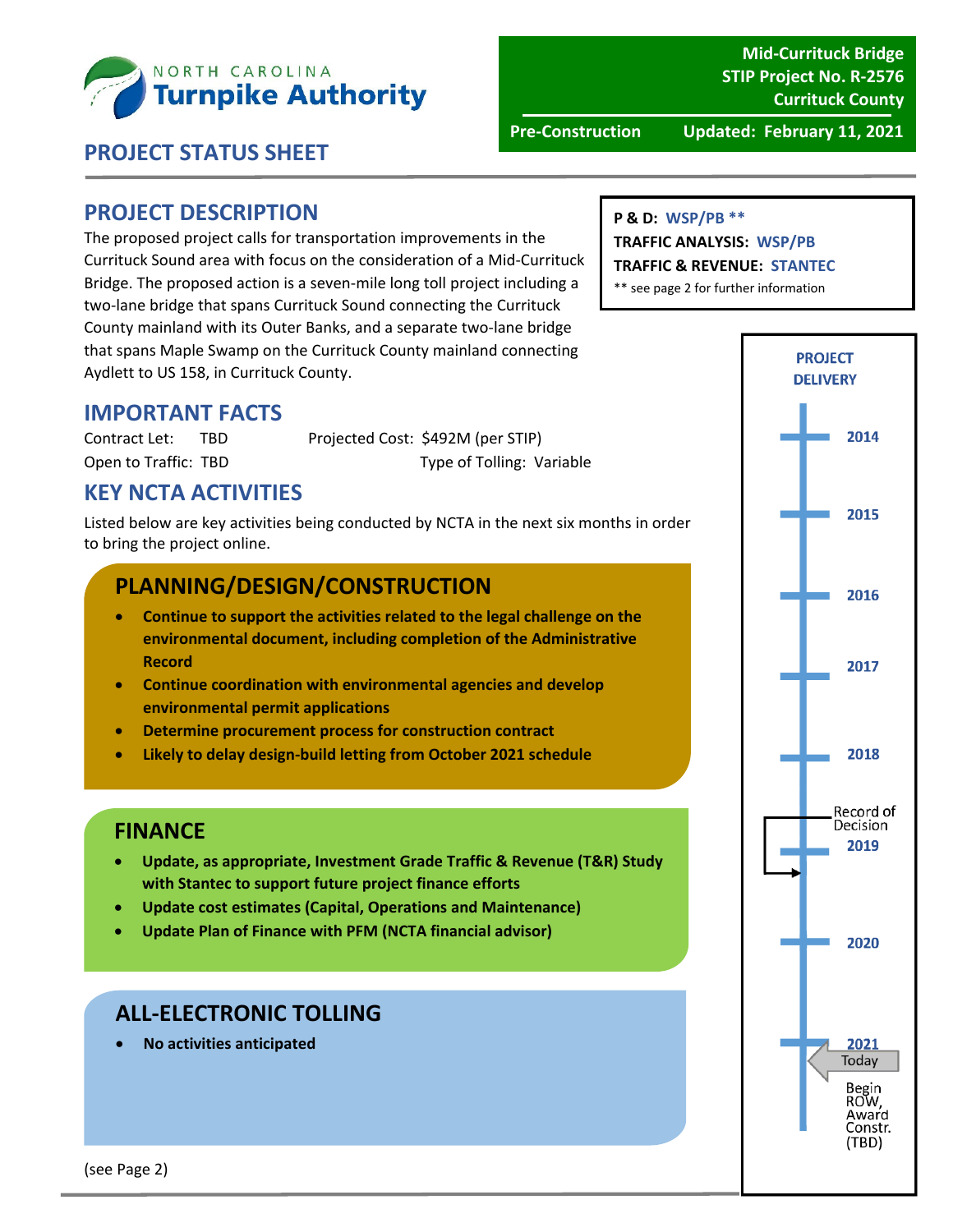NORTH CAROLINA **Turnpike Authority**

**Mid-Currituck Bridge**
**STIP Project No. R-2576**
**Currituck County**

**Pre-Construction** **Updated: February 11, 2021**

# PROJECT STATUS SHEET

## PROJECT DESCRIPTION

The proposed project calls for transportation improvements in the Currituck Sound area with focus on the consideration of a Mid-Currituck Bridge. The proposed action is a seven-mile long toll project including a two-lane bridge that spans Currituck Sound connecting the Currituck County mainland with its Outer Banks, and a separate two-lane bridge that spans Maple Swamp on the Currituck County mainland connecting Aydlett to US 158, in Currituck County.

**P & D:** WSP/PB **
**TRAFFIC ANALYSIS:** WSP/PB
**TRAFFIC & REVENUE:** STANTEC
** see page 2 for further information

## IMPORTANT FACTS

Contract Let: TBD
Projected Cost: $492M (per STIP)
Open to Traffic: TBD
Type of Tolling: Variable

## KEY NCTA ACTIVITIES

Listed below are key activities being conducted by NCTA in the next six months in order to bring the project online.

### PLANNING/DESIGN/CONSTRUCTION

- **Continue to support the activities related to the legal challenge on the environmental document, including completion of the Administrative Record**
- **Continue coordination with environmental agencies and develop environmental permit applications**
- **Determine procurement process for construction contract**
- **Likely to delay design-build letting from October 2021 schedule**

### FINANCE

- **Update, as appropriate, Investment Grade Traffic & Revenue (T&R) Study with Stantec to support future project finance efforts**
- **Update cost estimates (Capital, Operations and Maintenance)**
- **Update Plan of Finance with PFM (NCTA financial advisor)**

### ALL-ELECTRONIC TOLLING

- **No activities anticipated**

**PROJECT DELIVERY**

- 2014
- 2015
- 2016
- 2017
- 2018
- Record of Decision – 2019
- 2020
- 2021 – Today
- Begin ROW, Award Constr. (TBD)

(see Page 2)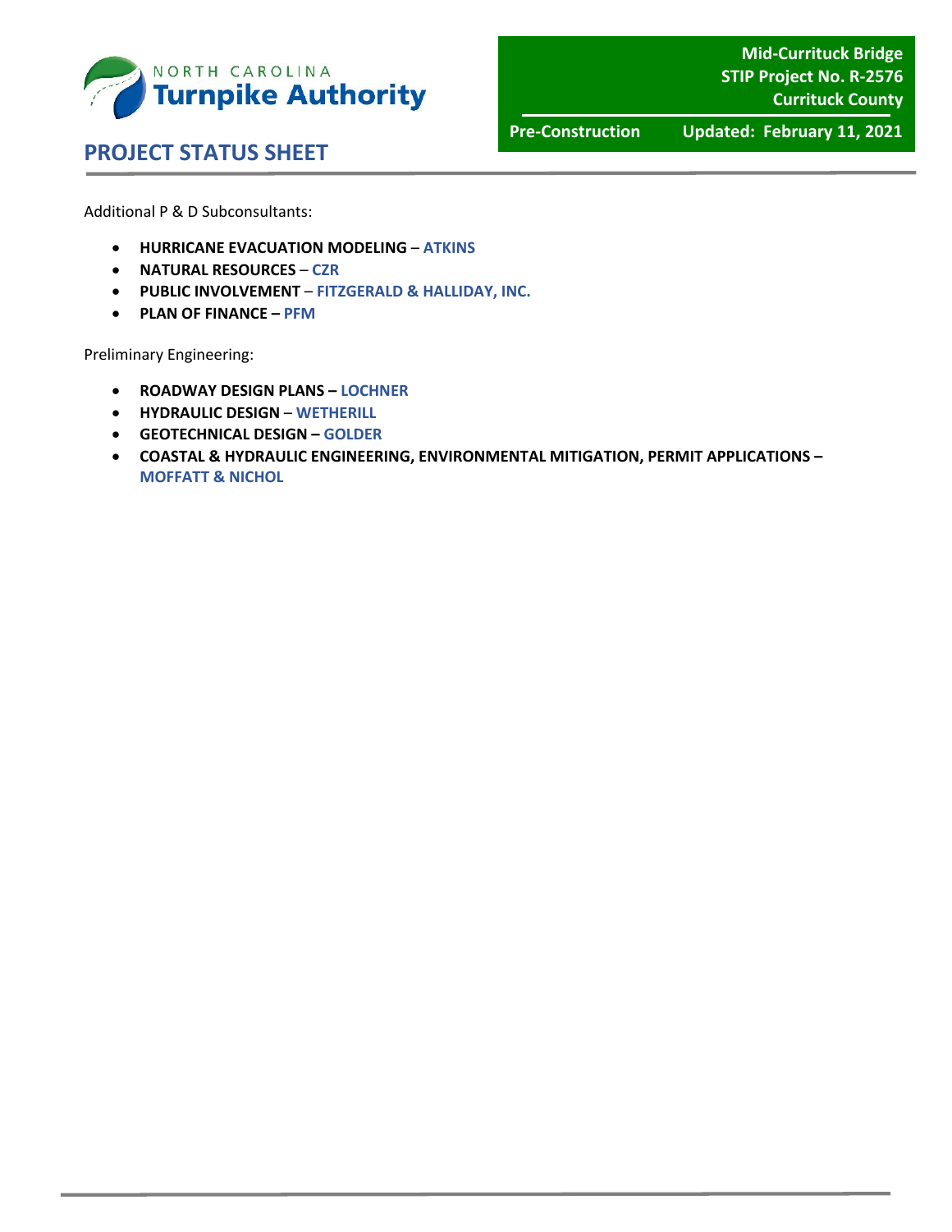Additional P & D Subconsultants:

- **HURRICANE EVACUATION MODELING** – **ATKINS**
- **NATURAL RESOURCES** – **CZR**
- **PUBLIC INVOLVEMENT** – **FITZGERALD & HALLIDAY, INC.**
- **PLAN OF FINANCE – PFM**

Preliminary Engineering:

- **ROADWAY DESIGN PLANS – LOCHNER**
- **HYDRAULIC DESIGN** – **WETHERILL**
- **GEOTECHNICAL DESIGN – GOLDER**
- **COASTAL & HYDRAULIC ENGINEERING, ENVIRONMENTAL MITIGATION, PERMIT APPLICATIONS – MOFFATT & NICHOL**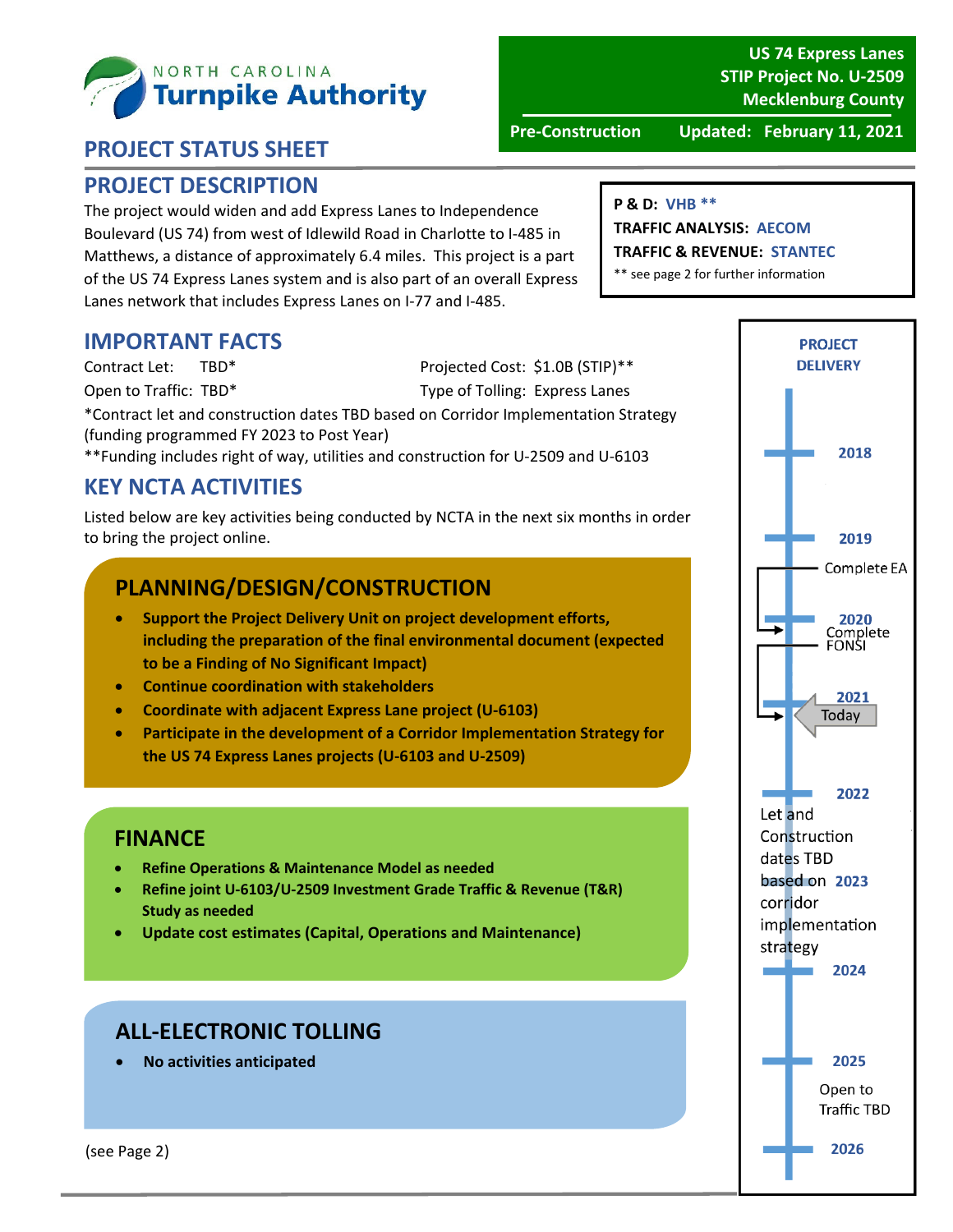**NORTH CAROLINA Turnpike Authority**

**US 74 Express Lanes**
**STIP Project No. U-2509**
**Mecklenburg County**

**Pre-Construction** | **Updated: February 11, 2021**

## PROJECT STATUS SHEET

## PROJECT DESCRIPTION

The project would widen and add Express Lanes to Independence Boulevard (US 74) from west of Idlewild Road in Charlotte to I-485 in Matthews, a distance of approximately 6.4 miles. This project is a part of the US 74 Express Lanes system and is also part of an overall Express Lanes network that includes Express Lanes on I-77 and I-485.

**P & D:** VHB **
**TRAFFIC ANALYSIS:** AECOM
**TRAFFIC & REVENUE:** STANTEC
** see page 2 for further information

## IMPORTANT FACTS

Contract Let: TBD*
Open to Traffic: TBD*
Projected Cost: $1.0B (STIP)**
Type of Tolling: Express Lanes

*Contract let and construction dates TBD based on Corridor Implementation Strategy (funding programmed FY 2023 to Post Year)
**Funding includes right of way, utilities and construction for U-2509 and U-6103

## KEY NCTA ACTIVITIES

Listed below are key activities being conducted by NCTA in the next six months in order to bring the project online.

### PLANNING/DESIGN/CONSTRUCTION

- **Support the Project Delivery Unit on project development efforts, including the preparation of the final environmental document (expected to be a Finding of No Significant Impact)**
- **Continue coordination with stakeholders**
- **Coordinate with adjacent Express Lane project (U-6103)**
- **Participate in the development of a Corridor Implementation Strategy for the US 74 Express Lanes projects (U-6103 and U-2509)**

### FINANCE

- **Refine Operations & Maintenance Model as needed**
- **Refine joint U-6103/U-2509 Investment Grade Traffic & Revenue (T&R) Study as needed**
- **Update cost estimates (Capital, Operations and Maintenance)**

### ALL-ELECTRONIC TOLLING

- **No activities anticipated**

(see Page 2)

### PROJECT DELIVERY

- **2018**
- **2019**
  - Complete EA
- **2020**
  - Complete FONSI
- **2021**
  - Today
- **2022**
  - Let and Construction dates TBD based on corridor implementation strategy
- **2023**
- **2024**
- **2025**
  - Open to Traffic TBD
- **2026**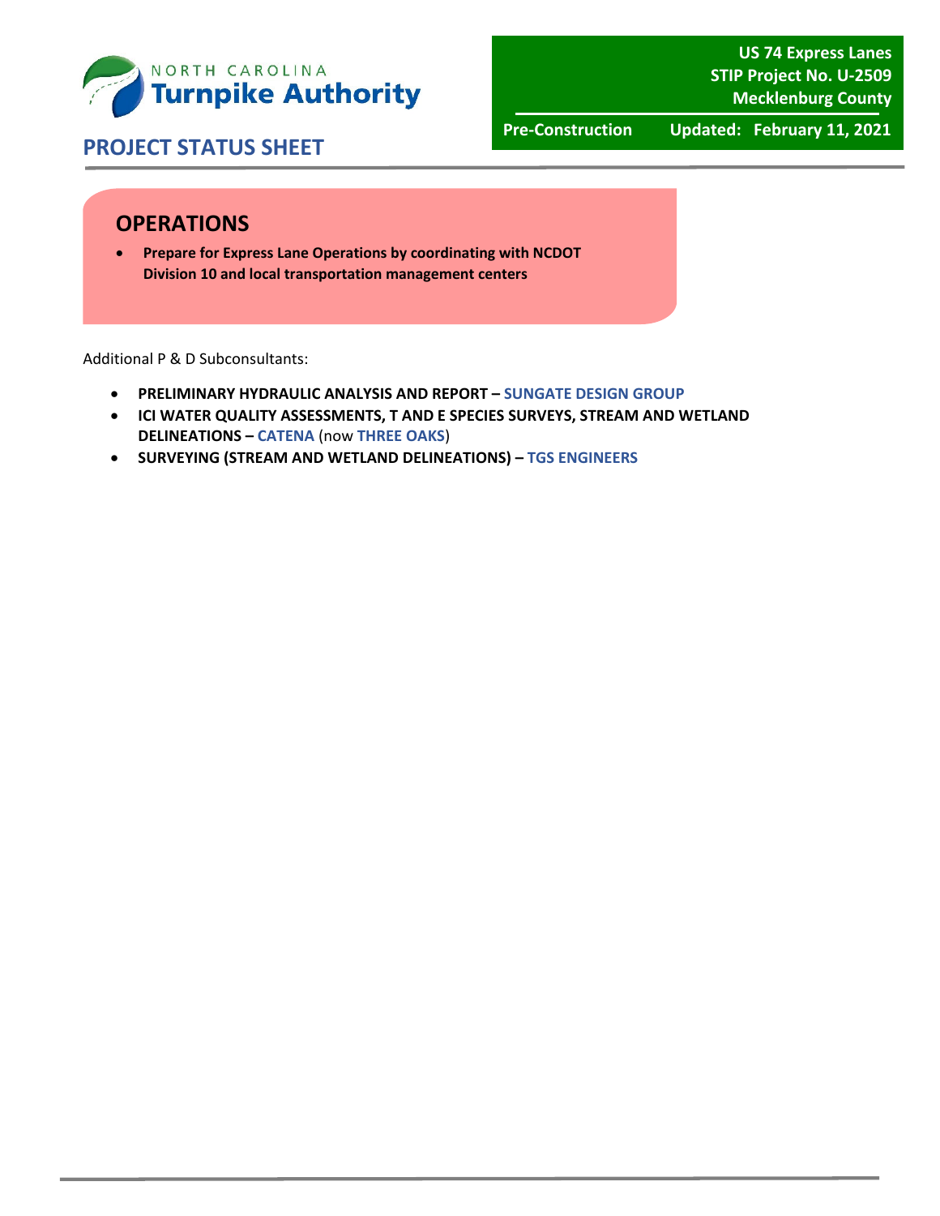## OPERATIONS

- **Prepare for Express Lane Operations by coordinating with NCDOT Division 10 and local transportation management centers**

Additional P & D Subconsultants:

- **PRELIMINARY HYDRAULIC ANALYSIS AND REPORT – SUNGATE DESIGN GROUP**
- **ICI WATER QUALITY ASSESSMENTS, T AND E SPECIES SURVEYS, STREAM AND WETLAND DELINEATIONS – CATENA** (now **THREE OAKS**)
- **SURVEYING (STREAM AND WETLAND DELINEATIONS) – TGS ENGINEERS**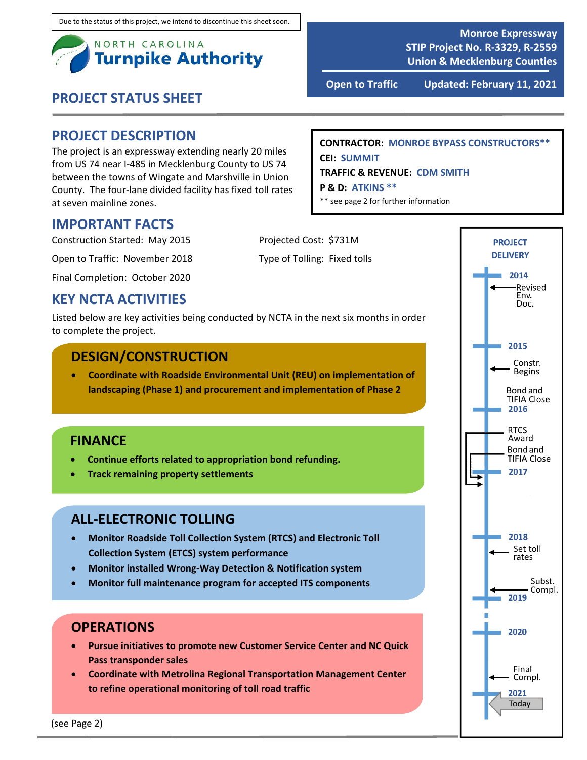Due to the status of this project, we intend to discontinue this sheet soon.

NORTH CAROLINA
Turnpike Authority

**Monroe Expressway**
**STIP Project No. R-3329, R-2559**
**Union & Mecklenburg Counties**

**Open to Traffic** **Updated: February 11, 2021**

# PROJECT STATUS SHEET

## PROJECT DESCRIPTION

The project is an expressway extending nearly 20 miles from US 74 near I-485 in Mecklenburg County to US 74 between the towns of Wingate and Marshville in Union County. The four-lane divided facility has fixed toll rates at seven mainline zones.

**CONTRACTOR:** MONROE BYPASS CONSTRUCTORS**
**CEI:** SUMMIT
**TRAFFIC & REVENUE:** CDM SMITH
**P & D:** ATKINS **
** see page 2 for further information

## IMPORTANT FACTS

Construction Started: May 2015

Open to Traffic: November 2018

Final Completion: October 2020

Projected Cost: $731M

Type of Tolling: Fixed tolls

## KEY NCTA ACTIVITIES

Listed below are key activities being conducted by NCTA in the next six months in order to complete the project.

### DESIGN/CONSTRUCTION

- **Coordinate with Roadside Environmental Unit (REU) on implementation of landscaping (Phase 1) and procurement and implementation of Phase 2**

### FINANCE

- **Continue efforts related to appropriation bond refunding.**
- **Track remaining property settlements**

### ALL-ELECTRONIC TOLLING

- **Monitor Roadside Toll Collection System (RTCS) and Electronic Toll Collection System (ETCS) system performance**
- **Monitor installed Wrong-Way Detection & Notification system**
- **Monitor full maintenance program for accepted ITS components**

### OPERATIONS

- **Pursue initiatives to promote new Customer Service Center and NC Quick Pass transponder sales**
- **Coordinate with Metrolina Regional Transportation Management Center to refine operational monitoring of toll road traffic**

(see Page 2)

**PROJECT DELIVERY**

- 2014
  - Revised Env. Doc.
- 2015
  - Constr. Begins
  - Bond and TIFIA Close
- 2016
  - RTCS Award
  - Bond and TIFIA Close
- 2017
- 2018
  - Set toll rates
  - Subst. Compl.
- 2019
- 2020
  - Final Compl.
- 2021
  - Today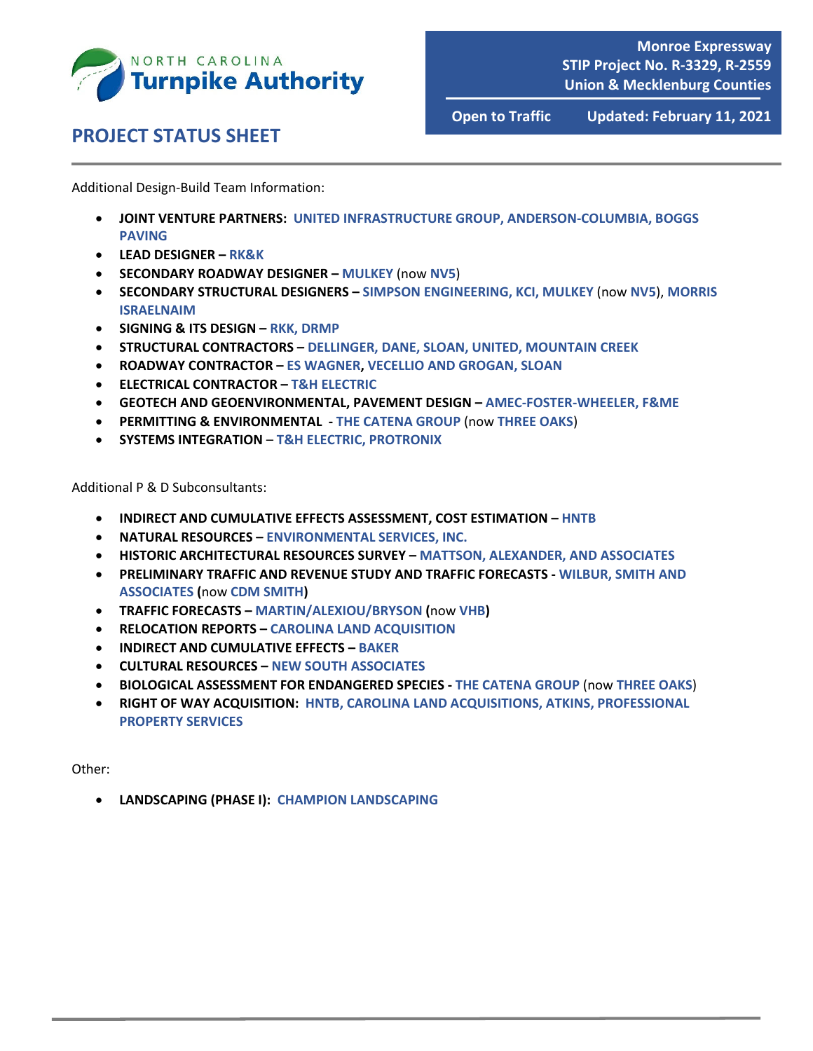Additional Design-Build Team Information:

- **JOINT VENTURE PARTNERS: UNITED INFRASTRUCTURE GROUP, ANDERSON-COLUMBIA, BOGGS PAVING**
- **LEAD DESIGNER – RK&K**
- **SECONDARY ROADWAY DESIGNER – MULKEY** (now **NV5**)
- **SECONDARY STRUCTURAL DESIGNERS – SIMPSON ENGINEERING, KCI, MULKEY** (now **NV5**), **MORRIS ISRAELNAIM**
- **SIGNING & ITS DESIGN – RKK, DRMP**
- **STRUCTURAL CONTRACTORS – DELLINGER, DANE, SLOAN, UNITED, MOUNTAIN CREEK**
- **ROADWAY CONTRACTOR – ES WAGNER, VECELLIO AND GROGAN, SLOAN**
- **ELECTRICAL CONTRACTOR – T&H ELECTRIC**
- **GEOTECH AND GEOENVIRONMENTAL, PAVEMENT DESIGN – AMEC-FOSTER-WHEELER, F&ME**
- **PERMITTING & ENVIRONMENTAL - THE CATENA GROUP** (now **THREE OAKS**)
- **SYSTEMS INTEGRATION – T&H ELECTRIC, PROTRONIX**

Additional P & D Subconsultants:

- **INDIRECT AND CUMULATIVE EFFECTS ASSESSMENT, COST ESTIMATION – HNTB**
- **NATURAL RESOURCES – ENVIRONMENTAL SERVICES, INC.**
- **HISTORIC ARCHITECTURAL RESOURCES SURVEY – MATTSON, ALEXANDER, AND ASSOCIATES**
- **PRELIMINARY TRAFFIC AND REVENUE STUDY AND TRAFFIC FORECASTS - WILBUR, SMITH AND ASSOCIATES (**now **CDM SMITH)**
- **TRAFFIC FORECASTS – MARTIN/ALEXIOU/BRYSON (**now **VHB)**
- **RELOCATION REPORTS – CAROLINA LAND ACQUISITION**
- **INDIRECT AND CUMULATIVE EFFECTS – BAKER**
- **CULTURAL RESOURCES – NEW SOUTH ASSOCIATES**
- **BIOLOGICAL ASSESSMENT FOR ENDANGERED SPECIES - THE CATENA GROUP** (now **THREE OAKS**)
- **RIGHT OF WAY ACQUISITION: HNTB, CAROLINA LAND ACQUISITIONS, ATKINS, PROFESSIONAL PROPERTY SERVICES**

Other:

- **LANDSCAPING (PHASE I): CHAMPION LANDSCAPING**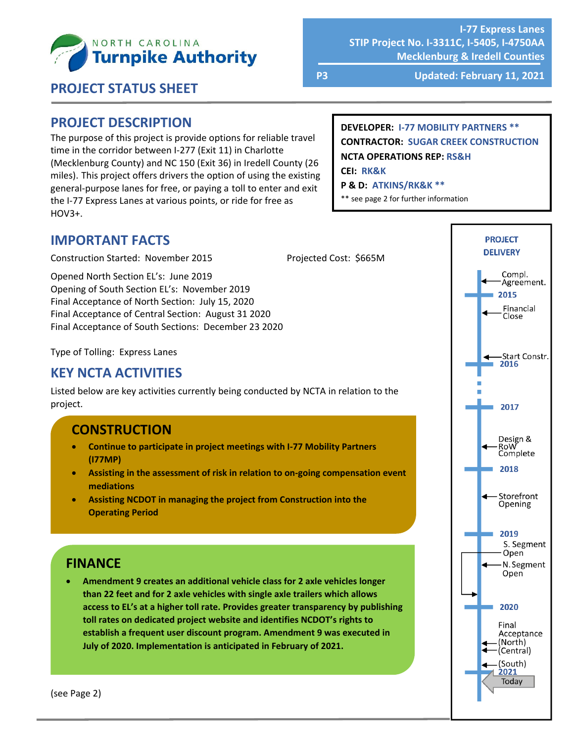NORTH CAROLINA **Turnpike Authority**

**I-77 Express Lanes**
**STIP Project No. I-3311C, I-5405, I-4750AA**
**Mecklenburg & Iredell Counties**

**P3** **Updated: February 11, 2021**

# PROJECT STATUS SHEET

## PROJECT DESCRIPTION

The purpose of this project is provide options for reliable travel time in the corridor between I-277 (Exit 11) in Charlotte (Mecklenburg County) and NC 150 (Exit 36) in Iredell County (26 miles). This project offers drivers the option of using the existing general-purpose lanes for free, or paying a toll to enter and exit the I-77 Express Lanes at various points, or ride for free as HOV3+.

**DEVELOPER:** I-77 MOBILITY PARTNERS **
**CONTRACTOR:** SUGAR CREEK CONSTRUCTION
**NCTA OPERATIONS REP:** RS&H
**CEI:** RK&K
**P & D:** ATKINS/RK&K **
** see page 2 for further information

## IMPORTANT FACTS

Construction Started: November 2015

Projected Cost: $665M

Opened North Section EL's: June 2019
Opening of South Section EL's: November 2019
Final Acceptance of North Section: July 15, 2020
Final Acceptance of Central Section: August 31 2020
Final Acceptance of South Sections: December 23 2020

Type of Tolling: Express Lanes

## KEY NCTA ACTIVITIES

Listed below are key activities currently being conducted by NCTA in relation to the project.

### CONSTRUCTION

- **Continue to participate in project meetings with I-77 Mobility Partners (I77MP)**
- **Assisting in the assessment of risk in relation to on-going compensation event mediations**
- **Assisting NCDOT in managing the project from Construction into the Operating Period**

### FINANCE

- **Amendment 9 creates an additional vehicle class for 2 axle vehicles longer than 22 feet and for 2 axle vehicles with single axle trailers which allows access to EL's at a higher toll rate. Provides greater transparency by publishing toll rates on dedicated project website and identifies NCDOT's rights to establish a frequent user discount program. Amendment 9 was executed in July of 2020. Implementation is anticipated in February of 2021.**

(see Page 2)

**PROJECT DELIVERY**

- Compl. Agreement.
- 2015
- Financial Close
- Start Constr.
- 2016
- 2017
- Design & RoW Complete
- 2018
- Storefront Opening
- 2019
- S. Segment Open
- N. Segment Open
- 2020
- Final Acceptance (North) (Central)
- (South)
- 2021
- Today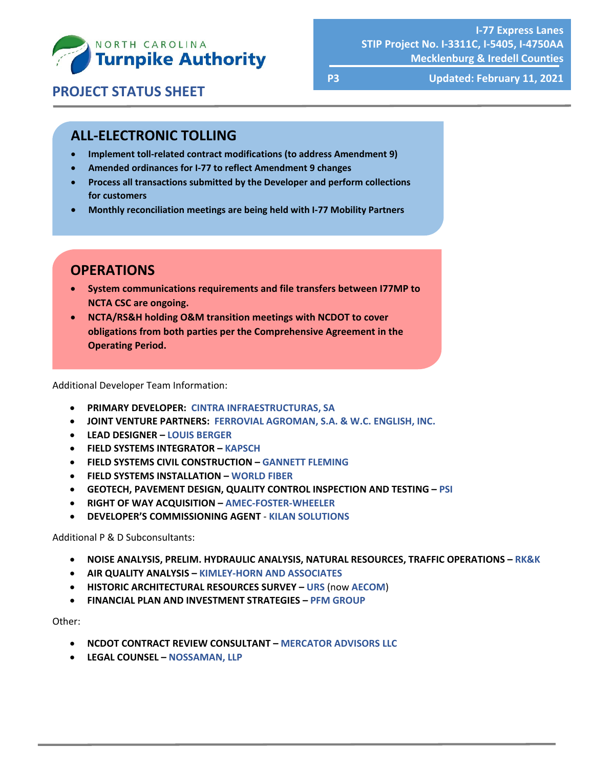**PROJECT STATUS SHEET**

**I-77 Express Lanes**
**STIP Project No. I-3311C, I-5405, I-4750AA**
**Mecklenburg & Iredell Counties**

**P3** **Updated: February 11, 2021**

## ALL-ELECTRONIC TOLLING

- **Implement toll-related contract modifications (to address Amendment 9)**
- **Amended ordinances for I-77 to reflect Amendment 9 changes**
- **Process all transactions submitted by the Developer and perform collections for customers**
- **Monthly reconciliation meetings are being held with I-77 Mobility Partners**

## OPERATIONS

- **System communications requirements and file transfers between I77MP to NCTA CSC are ongoing.**
- **NCTA/RS&H holding O&M transition meetings with NCDOT to cover obligations from both parties per the Comprehensive Agreement in the Operating Period.**

Additional Developer Team Information:

- **PRIMARY DEVELOPER: CINTRA INFRAESTRUCTURAS, SA**
- **JOINT VENTURE PARTNERS: FERROVIAL AGROMAN, S.A. & W.C. ENGLISH, INC.**
- **LEAD DESIGNER – LOUIS BERGER**
- **FIELD SYSTEMS INTEGRATOR – KAPSCH**
- **FIELD SYSTEMS CIVIL CONSTRUCTION – GANNETT FLEMING**
- **FIELD SYSTEMS INSTALLATION – WORLD FIBER**
- **GEOTECH, PAVEMENT DESIGN, QUALITY CONTROL INSPECTION AND TESTING – PSI**
- **RIGHT OF WAY ACQUISITION – AMEC-FOSTER-WHEELER**
- **DEVELOPER'S COMMISSIONING AGENT - KILAN SOLUTIONS**

Additional P & D Subconsultants:

- **NOISE ANALYSIS, PRELIM. HYDRAULIC ANALYSIS, NATURAL RESOURCES, TRAFFIC OPERATIONS – RK&K**
- **AIR QUALITY ANALYSIS – KIMLEY-HORN AND ASSOCIATES**
- **HISTORIC ARCHITECTURAL RESOURCES SURVEY – URS** (now **AECOM**)
- **FINANCIAL PLAN AND INVESTMENT STRATEGIES – PFM GROUP**

Other:

- **NCDOT CONTRACT REVIEW CONSULTANT – MERCATOR ADVISORS LLC**
- **LEGAL COUNSEL – NOSSAMAN, LLP**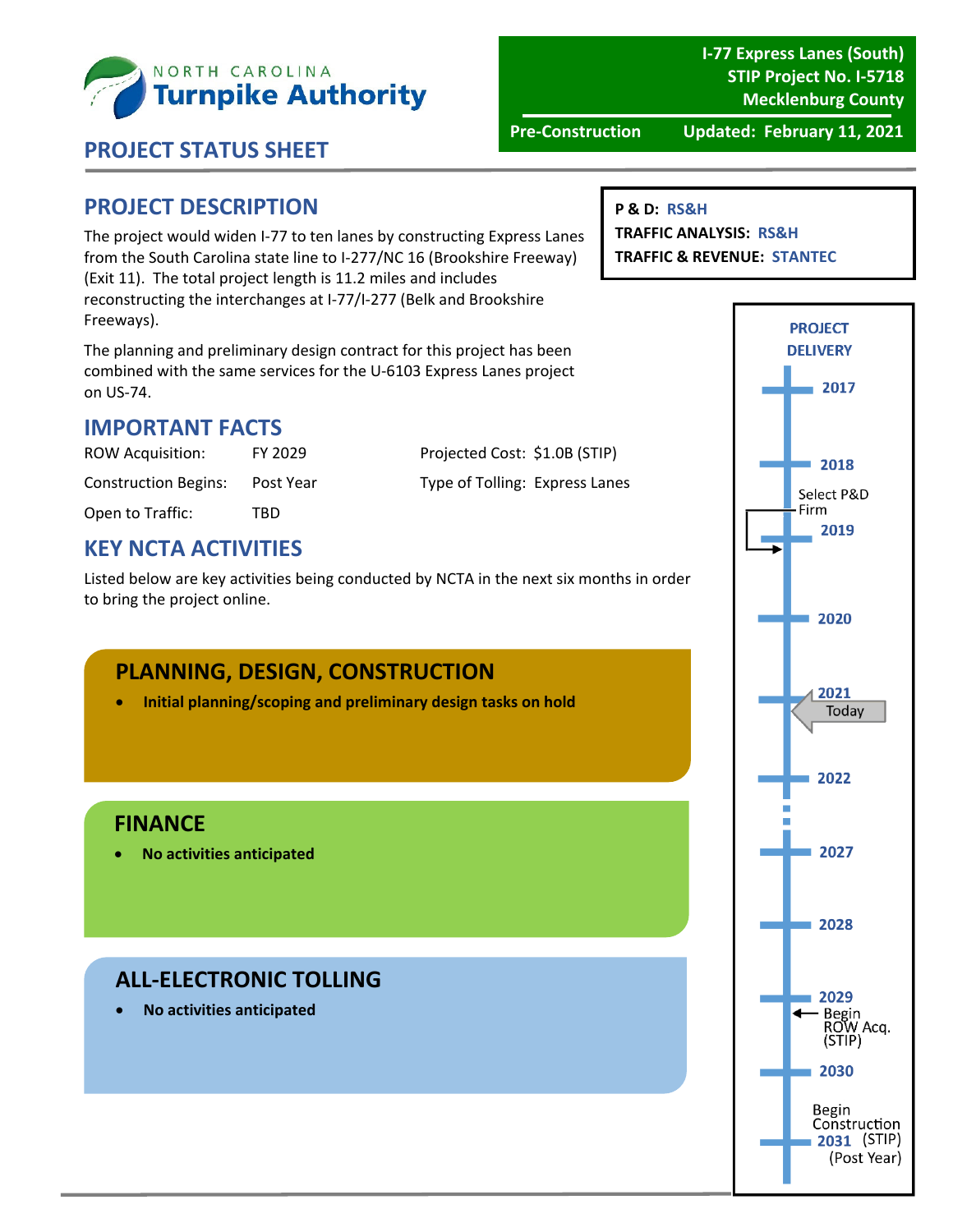NORTH CAROLINA **Turnpike Authority**

**I-77 Express Lanes (South)**
**STIP Project No. I-5718**
**Mecklenburg County**

**Pre-Construction** | **Updated: February 11, 2021**

## PROJECT STATUS SHEET

## PROJECT DESCRIPTION

The project would widen I-77 to ten lanes by constructing Express Lanes from the South Carolina state line to I-277/NC 16 (Brookshire Freeway) (Exit 11). The total project length is 11.2 miles and includes reconstructing the interchanges at I-77/I-277 (Belk and Brookshire Freeways).

The planning and preliminary design contract for this project has been combined with the same services for the U-6103 Express Lanes project on US-74.

**P & D:** RS&H
**TRAFFIC ANALYSIS:** RS&H
**TRAFFIC & REVENUE:** STANTEC

## IMPORTANT FACTS

| | | | |
|---|---|---|---|
| ROW Acquisition: | FY 2029 | Projected Cost: | $1.0B (STIP) |
| Construction Begins: | Post Year | Type of Tolling: | Express Lanes |
| Open to Traffic: | TBD | | |

## KEY NCTA ACTIVITIES

Listed below are key activities being conducted by NCTA in the next six months in order to bring the project online.

### PLANNING, DESIGN, CONSTRUCTION

- **Initial planning/scoping and preliminary design tasks on hold**

### FINANCE

- **No activities anticipated**

### ALL-ELECTRONIC TOLLING

- **No activities anticipated**

### PROJECT DELIVERY

- 2017
- 2018
- Select P&D Firm
- 2019
- 2020
- 2021 — Today
- 2022
- 2027
- 2028
- 2029 — Begin ROW Acq. (STIP)
- 2030
- 2031 — Begin Construction (STIP) (Post Year)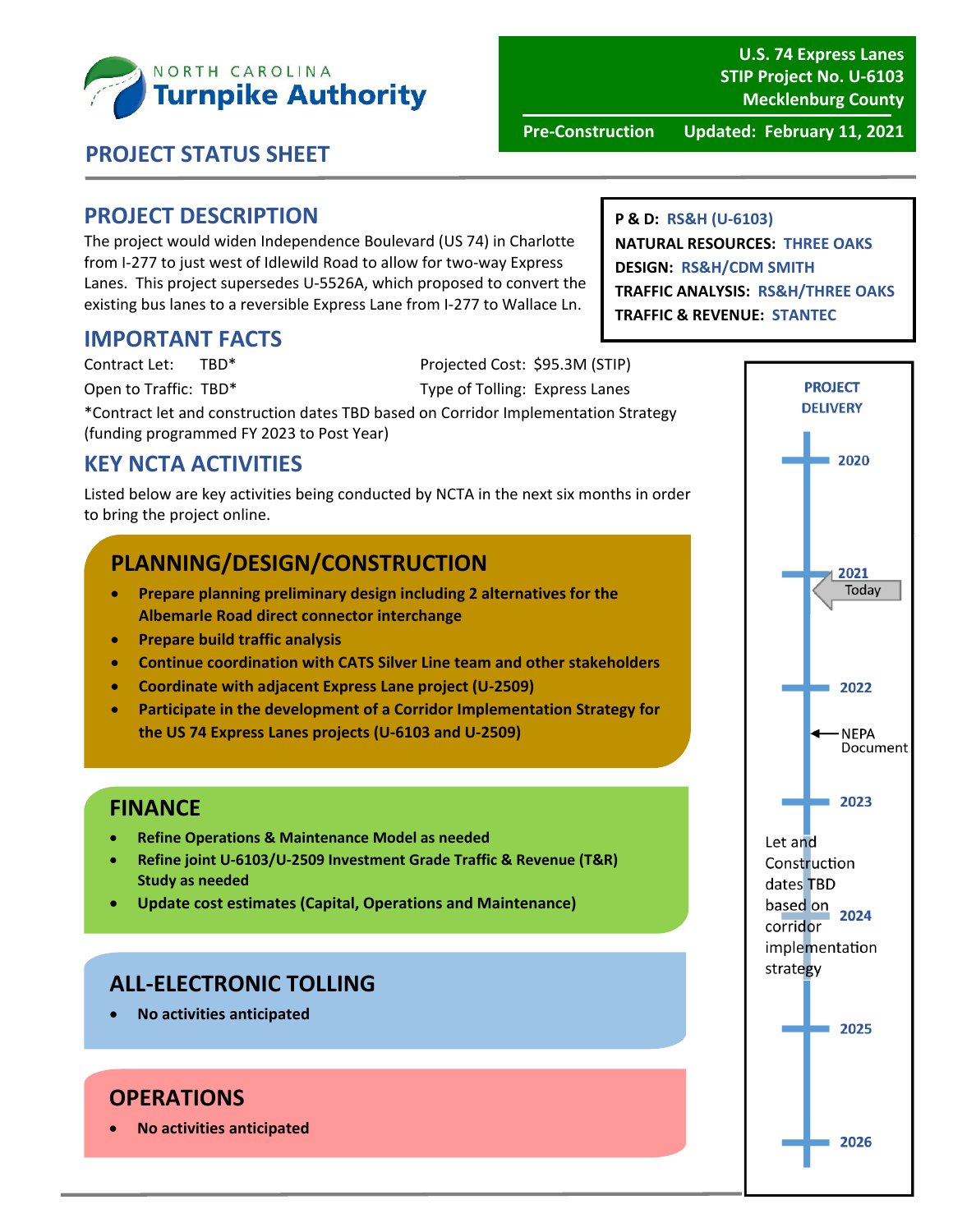NORTH CAROLINA
Turnpike Authority

**U.S. 74 Express Lanes**
**STIP Project No. U-6103**
**Mecklenburg County**

**Pre-Construction** **Updated: February 11, 2021**

# PROJECT STATUS SHEET

## PROJECT DESCRIPTION

The project would widen Independence Boulevard (US 74) in Charlotte from I-277 to just west of Idlewild Road to allow for two-way Express Lanes. This project supersedes U-5526A, which proposed to convert the existing bus lanes to a reversible Express Lane from I-277 to Wallace Ln.

**P & D:** RS&H (U-6103)
**NATURAL RESOURCES:** THREE OAKS
**DESIGN:** RS&H/CDM SMITH
**TRAFFIC ANALYSIS:** RS&H/THREE OAKS
**TRAFFIC & REVENUE:** STANTEC

## IMPORTANT FACTS

Contract Let: TBD*
Open to Traffic: TBD*
Projected Cost: $95.3M (STIP)
Type of Tolling: Express Lanes

*Contract let and construction dates TBD based on Corridor Implementation Strategy (funding programmed FY 2023 to Post Year)

## KEY NCTA ACTIVITIES

Listed below are key activities being conducted by NCTA in the next six months in order to bring the project online.

### PLANNING/DESIGN/CONSTRUCTION

- **Prepare planning preliminary design including 2 alternatives for the Albemarle Road direct connector interchange**
- **Prepare build traffic analysis**
- **Continue coordination with CATS Silver Line team and other stakeholders**
- **Coordinate with adjacent Express Lane project (U-2509)**
- **Participate in the development of a Corridor Implementation Strategy for the US 74 Express Lanes projects (U-6103 and U-2509)**

### FINANCE

- **Refine Operations & Maintenance Model as needed**
- **Refine joint U-6103/U-2509 Investment Grade Traffic & Revenue (T&R) Study as needed**
- **Update cost estimates (Capital, Operations and Maintenance)**

### ALL-ELECTRONIC TOLLING

- **No activities anticipated**

### OPERATIONS

- **No activities anticipated**

**PROJECT DELIVERY**

2020
2021
Today
2022
NEPA Document
2023
Let and Construction dates TBD based on corridor implementation strategy
2024
2025
2026